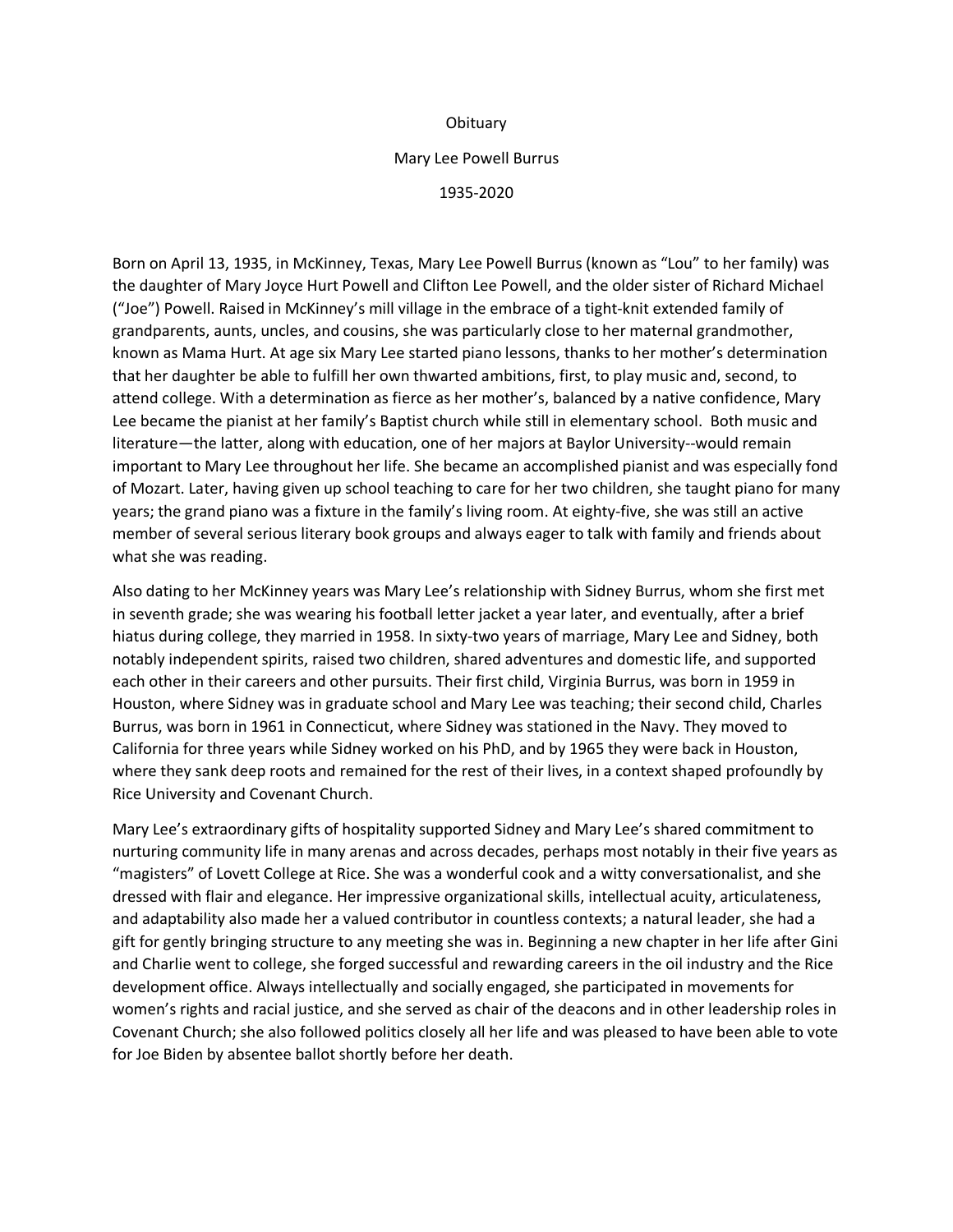# Obituary

## Mary Lee Powell Burrus

### 1935-2020

Born on April 13, 1935, in McKinney, Texas, Mary Lee Powell Burrus (known as "Lou" to her family) was the daughter of Mary Joyce Hurt Powell and Clifton Lee Powell, and the older sister of Richard Michael ("Joe") Powell. Raised in McKinney's mill village in the embrace of a tight-knit extended family of grandparents, aunts, uncles, and cousins, she was particularly close to her maternal grandmother, known as Mama Hurt. At age six Mary Lee started piano lessons, thanks to her mother's determination that her daughter be able to fulfill her own thwarted ambitions, first, to play music and, second, to attend college. With a determination as fierce as her mother's, balanced by a native confidence, Mary Lee became the pianist at her family's Baptist church while still in elementary school. Both music and literature—the latter, along with education, one of her majors at Baylor University--would remain important to Mary Lee throughout her life. She became an accomplished pianist and was especially fond of Mozart. Later, having given up school teaching to care for her two children, she taught piano for many years; the grand piano was a fixture in the family's living room. At eighty-five, she was still an active member of several serious literary book groups and always eager to talk with family and friends about what she was reading.

Also dating to her McKinney years was Mary Lee's relationship with Sidney Burrus, whom she first met in seventh grade; she was wearing his football letter jacket a year later, and eventually, after a brief hiatus during college, they married in 1958. In sixty-two years of marriage, Mary Lee and Sidney, both notably independent spirits, raised two children, shared adventures and domestic life, and supported each other in their careers and other pursuits. Their first child, Virginia Burrus, was born in 1959 in Houston, where Sidney was in graduate school and Mary Lee was teaching; their second child, Charles Burrus, was born in 1961 in Connecticut, where Sidney was stationed in the Navy. They moved to California for three years while Sidney worked on his PhD, and by 1965 they were back in Houston, where they sank deep roots and remained for the rest of their lives, in a context shaped profoundly by Rice University and Covenant Church.

Mary Lee's extraordinary gifts of hospitality supported Sidney and Mary Lee's shared commitment to nurturing community life in many arenas and across decades, perhaps most notably in their five years as "magisters" of Lovett College at Rice. She was a wonderful cook and a witty conversationalist, and she dressed with flair and elegance. Her impressive organizational skills, intellectual acuity, articulateness, and adaptability also made her a valued contributor in countless contexts; a natural leader, she had a gift for gently bringing structure to any meeting she was in. Beginning a new chapter in her life after Gini and Charlie went to college, she forged successful and rewarding careers in the oil industry and the Rice development office. Always intellectually and socially engaged, she participated in movements for women's rights and racial justice, and she served as chair of the deacons and in other leadership roles in Covenant Church; she also followed politics closely all her life and was pleased to have been able to vote for Joe Biden by absentee ballot shortly before her death.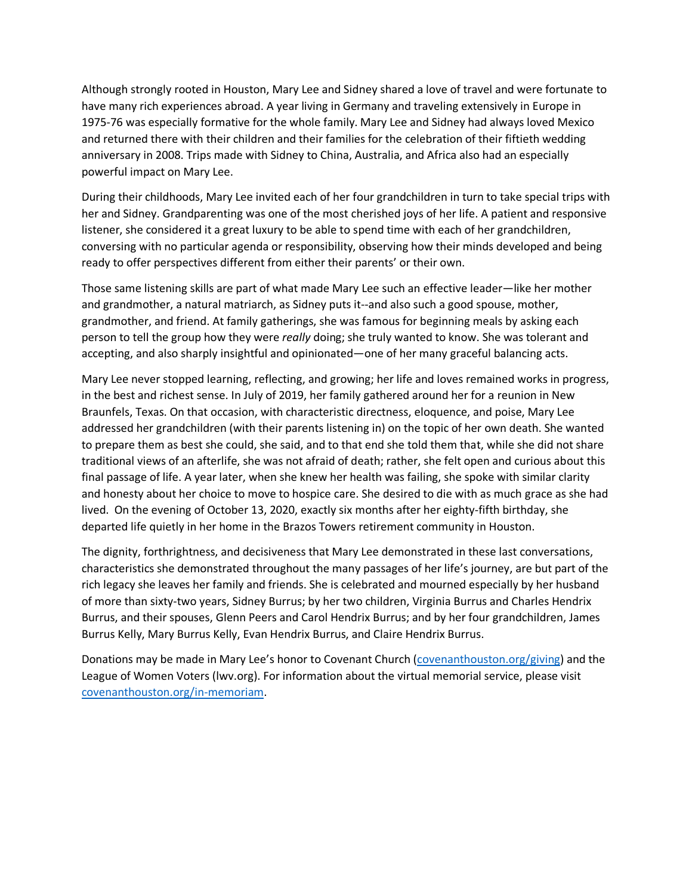Although strongly rooted in Houston, Mary Lee and Sidney shared a love of travel and were fortunate to have many rich experiences abroad. A year living in Germany and traveling extensively in Europe in 1975-76 was especially formative for the whole family. Mary Lee and Sidney had always loved Mexico and returned there with their children and their families for the celebration of their fiftieth wedding anniversary in 2008. Trips made with Sidney to China, Australia, and Africa also had an especially powerful impact on Mary Lee.

During their childhoods, Mary Lee invited each of her four grandchildren in turn to take special trips with her and Sidney. Grandparenting was one of the most cherished joys of her life. A patient and responsive listener, she considered it a great luxury to be able to spend time with each of her grandchildren, conversing with no particular agenda or responsibility, observing how their minds developed and being ready to offer perspectives different from either their parents' or their own.

Those same listening skills are part of what made Mary Lee such an effective leader—like her mother and grandmother, a natural matriarch, as Sidney puts it--and also such a good spouse, mother, grandmother, and friend. At family gatherings, she was famous for beginning meals by asking each person to tell the group how they were *really* doing; she truly wanted to know. She was tolerant and accepting, and also sharply insightful and opinionated—one of her many graceful balancing acts.

Mary Lee never stopped learning, reflecting, and growing; her life and loves remained works in progress, in the best and richest sense. In July of 2019, her family gathered around her for a reunion in New Braunfels, Texas. On that occasion, with characteristic directness, eloquence, and poise, Mary Lee addressed her grandchildren (with their parents listening in) on the topic of her own death. She wanted to prepare them as best she could, she said, and to that end she told them that, while she did not share traditional views of an afterlife, she was not afraid of death; rather, she felt open and curious about this final passage of life. A year later, when she knew her health was failing, she spoke with similar clarity and honesty about her choice to move to hospice care. She desired to die with as much grace as she had lived. On the evening of October 13, 2020, exactly six months after her eighty-fifth birthday, she departed life quietly in her home in the Brazos Towers retirement community in Houston.

The dignity, forthrightness, and decisiveness that Mary Lee demonstrated in these last conversations, characteristics she demonstrated throughout the many passages of her life's journey, are but part of the rich legacy she leaves her family and friends. She is celebrated and mourned especially by her husband of more than sixty-two years, Sidney Burrus; by her two children, Virginia Burrus and Charles Hendrix Burrus, and their spouses, Glenn Peers and Carol Hendrix Burrus; and by her four grandchildren, James Burrus Kelly, Mary Burrus Kelly, Evan Hendrix Burrus, and Claire Hendrix Burrus.

Donations may be made in Mary Lee's honor to Covenant Church ([covenanthouston.org/giving](covenanthouston.org/giving)) and the League of Women Voters (lwv.org). For information about the virtual memorial service, please visit [covenanthouston.org/in-memoriam](covenanthouston.org/in-memoriam).